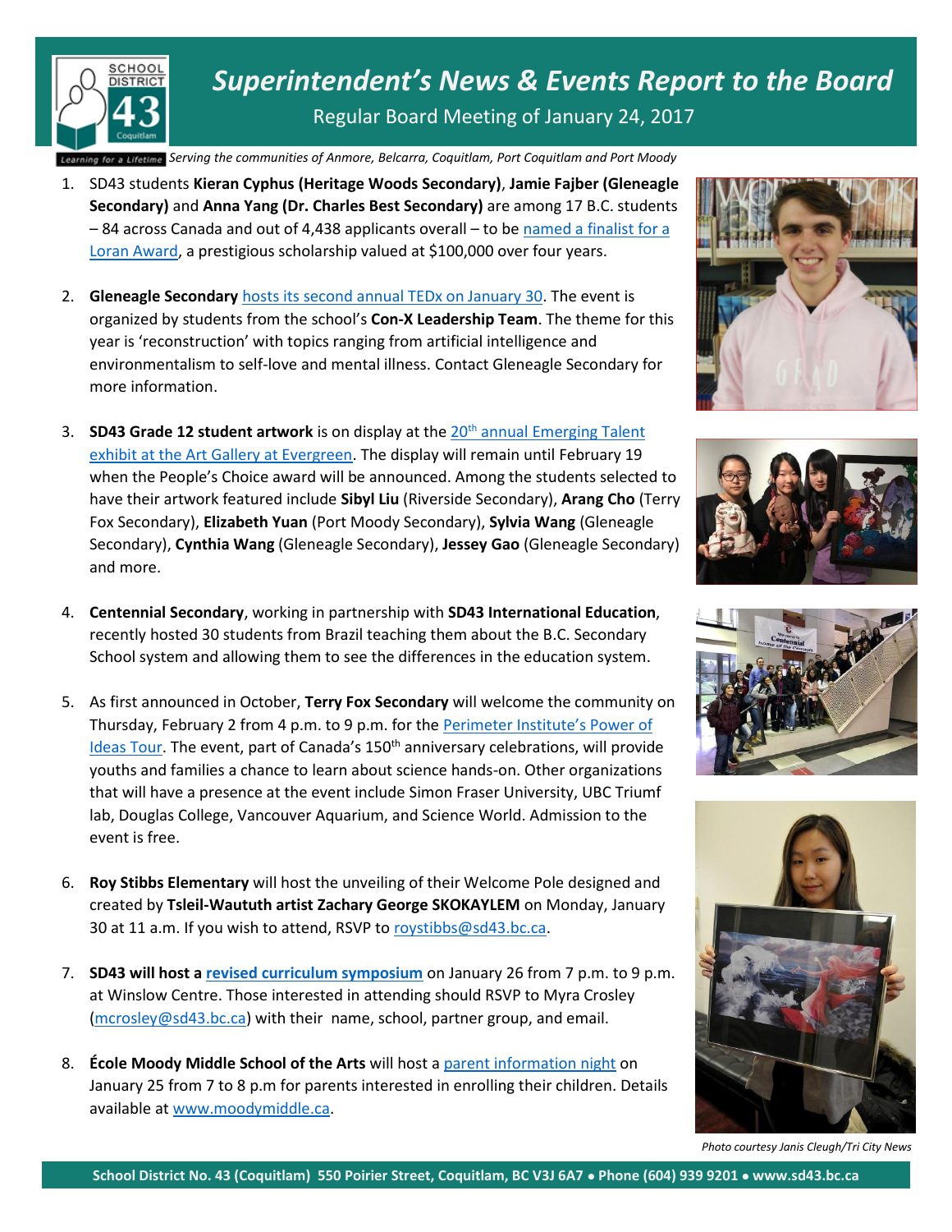# Superintendent's News & Events Report to the Board

Regular Board Meeting of January 24, 2017

*Serving the communities of Anmore, Belcarra, Coquitlam, Port Coquitlam and Port Moody*

1. SD43 students **Kieran Cyphus (Heritage Woods Secondary)**, **Jamie Fajber (Gleneagle Secondary)** and **Anna Yang (Dr. Charles Best Secondary)** are among 17 B.C. students – 84 across Canada and out of 4,438 applicants overall – to be named a finalist for a Loran Award, a prestigious scholarship valued at $100,000 over four years.

2. **Gleneagle Secondary** hosts its second annual TEDx on January 30. The event is organized by students from the school's **Con-X Leadership Team**. The theme for this year is 'reconstruction' with topics ranging from artificial intelligence and environmentalism to self-love and mental illness. Contact Gleneagle Secondary for more information.

3. **SD43 Grade 12 student artwork** is on display at the 20th annual Emerging Talent exhibit at the Art Gallery at Evergreen. The display will remain until February 19 when the People's Choice award will be announced. Among the students selected to have their artwork featured include **Sibyl Liu** (Riverside Secondary), **Arang Cho** (Terry Fox Secondary), **Elizabeth Yuan** (Port Moody Secondary), **Sylvia Wang** (Gleneagle Secondary), **Cynthia Wang** (Gleneagle Secondary), **Jessey Gao** (Gleneagle Secondary) and more.

4. **Centennial Secondary**, working in partnership with **SD43 International Education**, recently hosted 30 students from Brazil teaching them about the B.C. Secondary School system and allowing them to see the differences in the education system.

5. As first announced in October, **Terry Fox Secondary** will welcome the community on Thursday, February 2 from 4 p.m. to 9 p.m. for the Perimeter Institute's Power of Ideas Tour. The event, part of Canada's 150th anniversary celebrations, will provide youths and families a chance to learn about science hands-on. Other organizations that will have a presence at the event include Simon Fraser University, UBC Triumf lab, Douglas College, Vancouver Aquarium, and Science World. Admission to the event is free.

6. **Roy Stibbs Elementary** will host the unveiling of their Welcome Pole designed and created by **Tsleil-Waututh artist Zachary George SKOKAYLEM** on Monday, January 30 at 11 a.m. If you wish to attend, RSVP to roystibbs@sd43.bc.ca.

7. **SD43 will host a revised curriculum symposium** on January 26 from 7 p.m. to 9 p.m. at Winslow Centre. Those interested in attending should RSVP to Myra Crosley (mcrosley@sd43.bc.ca) with their name, school, partner group, and email.

8. **École Moody Middle School of the Arts** will host a parent information night on January 25 from 7 to 8 p.m for parents interested in enrolling their children. Details available at www.moodymiddle.ca.

*Photo courtesy Janis Cleugh/Tri City News*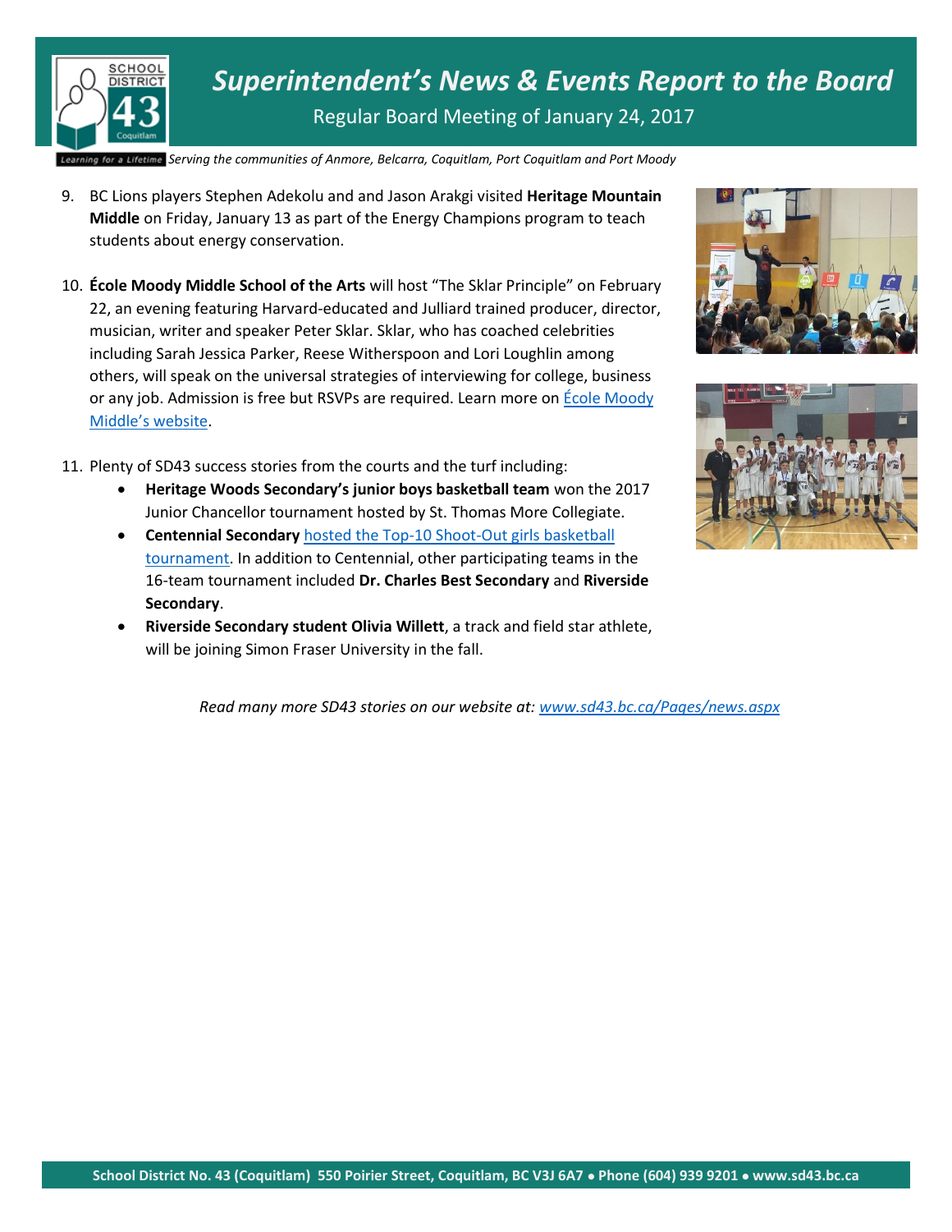# *Superintendent's News & Events Report to the Board*

Regular Board Meeting of January 24, 2017

*Serving the communities of Anmore, Belcarra, Coquitlam, Port Coquitlam and Port Moody*

9. BC Lions players Stephen Adekolu and and Jason Arakgi visited **Heritage Mountain Middle** on Friday, January 13 as part of the Energy Champions program to teach students about energy conservation.

10. **École Moody Middle School of the Arts** will host "The Sklar Principle" on February 22, an evening featuring Harvard-educated and Julliard trained producer, director, musician, writer and speaker Peter Sklar. Sklar, who has coached celebrities including Sarah Jessica Parker, Reese Witherspoon and Lori Loughlin among others, will speak on the universal strategies of interviewing for college, business or any job. Admission is free but RSVPs are required. Learn more on École Moody Middle's website.

11. Plenty of SD43 success stories from the courts and the turf including:
    - **Heritage Woods Secondary's junior boys basketball team** won the 2017 Junior Chancellor tournament hosted by St. Thomas More Collegiate.
    - **Centennial Secondary** hosted the Top-10 Shoot-Out girls basketball tournament. In addition to Centennial, other participating teams in the 16-team tournament included **Dr. Charles Best Secondary** and **Riverside Secondary**.
    - **Riverside Secondary student Olivia Willett**, a track and field star athlete, will be joining Simon Fraser University in the fall.

*Read many more SD43 stories on our website at: www.sd43.bc.ca/Pages/news.aspx*